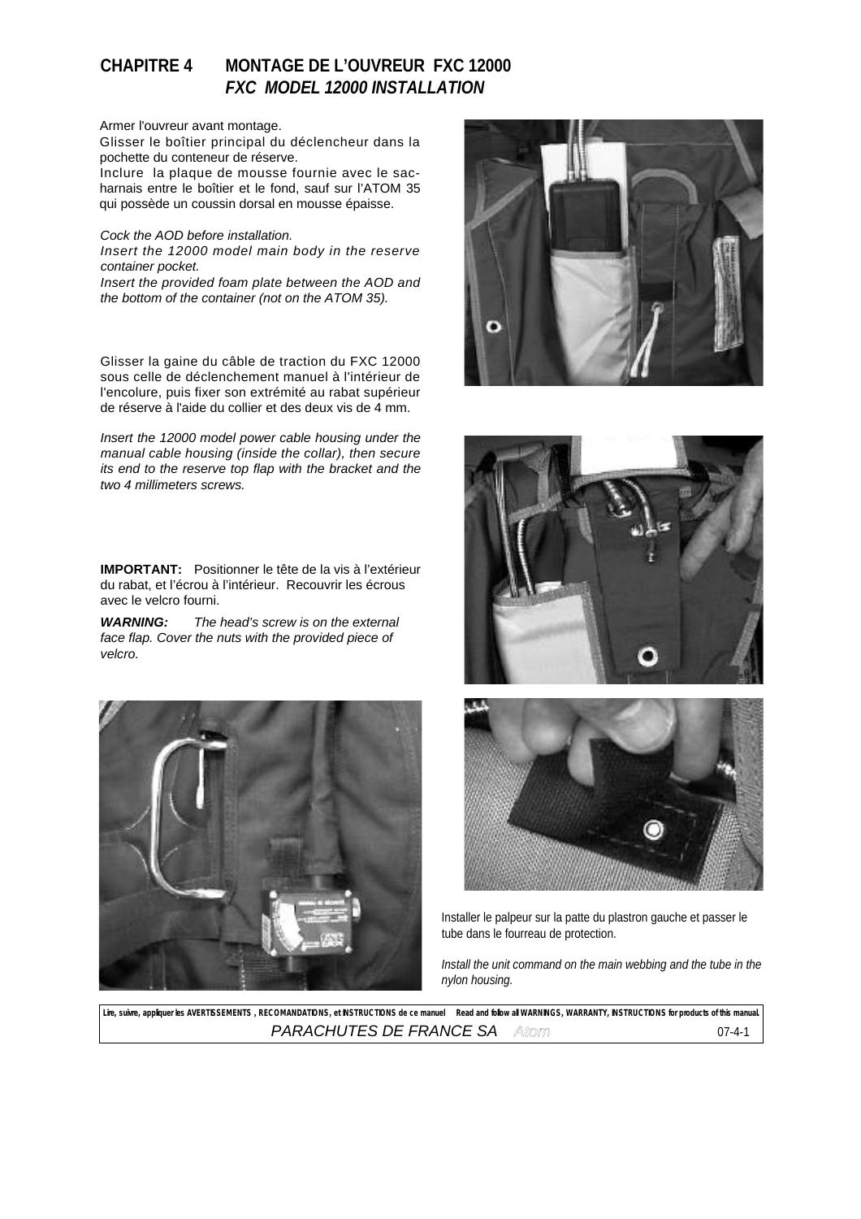# CHAPITRE 4 MONTAGE DE L'OUVREUR FXC 12000
## *FXC MODEL 12000 INSTALLATION*

Armer l'ouvreur avant montage.
Glisser le boîtier principal du déclencheur dans la pochette du conteneur de réserve.
Inclure la plaque de mousse fournie avec le sac-harnais entre le boîtier et le fond, sauf sur l'ATOM 35 qui possède un coussin dorsal en mousse épaisse.

*Cock the AOD before installation.*
*Insert the 12000 model main body in the reserve container pocket.*
*Insert the provided foam plate between the AOD and the bottom of the container (not on the ATOM 35).*

Glisser la gaine du câble de traction du FXC 12000 sous celle de déclenchement manuel à l'intérieur de l'encolure, puis fixer son extrémité au rabat supérieur de réserve à l'aide du collier et des deux vis de 4 mm.

*Insert the 12000 model power cable housing under the manual cable housing (inside the collar), then secure its end to the reserve top flap with the bracket and the two 4 millimeters screws.*

**IMPORTANT:** Positionner le tête de la vis à l'extérieur du rabat, et l'écrou à l'intérieur. Recouvrir les écrous avec le velcro fourni.

***WARNING:*** *The head's screw is on the external face flap. Cover the nuts with the provided piece of velcro.*

Installer le palpeur sur la patte du plastron gauche et passer le tube dans le fourreau de protection.

*Install the unit command on the main webbing and the tube in the nylon housing.*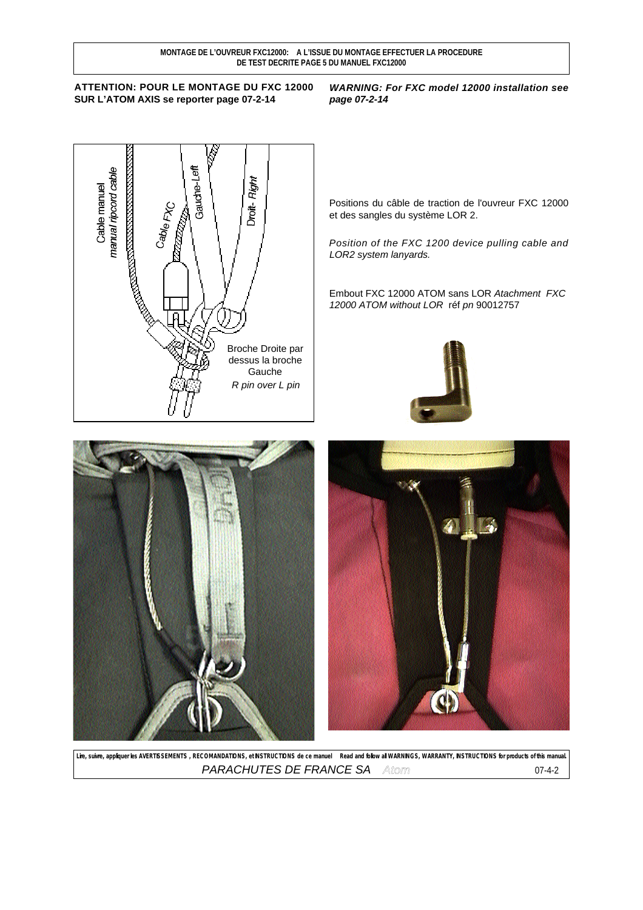**MONTAGE DE L'OUVREUR FXC12000: A L'ISSUE DU MONTAGE EFFECTUER LA PROCEDURE DE TEST DECRITE PAGE 5 DU MANUEL FXC12000**

**ATTENTION: POUR LE MONTAGE DU FXC 12000 SUR L'ATOM AXIS se reporter page 07-2-14**

***WARNING: For FXC model 12000 installation see page 07-2-14***

Cable manuel *manual ripcord cable*

*Cable FXC*

Gauche-*Left*

Droit- *Right*

Broche Droite par dessus la broche Gauche
*R pin over L pin*

Positions du câble de traction de l'ouvreur FXC 12000 et des sangles du système LOR 2.

*Position of the FXC 1200 device pulling cable and LOR2 system lanyards.*

Embout FXC 12000 ATOM sans LOR *Atachment FXC 12000 ATOM without LOR* réf *pn* 90012757

Lire, suivre, appliquer les AVERTISSEMENTS , RECOMANDATIONS, et INSTRUCTIONS de ce manuel Read and follow all WARNINGS, WARRANTY, INSTRUCTIONS for products of this manual.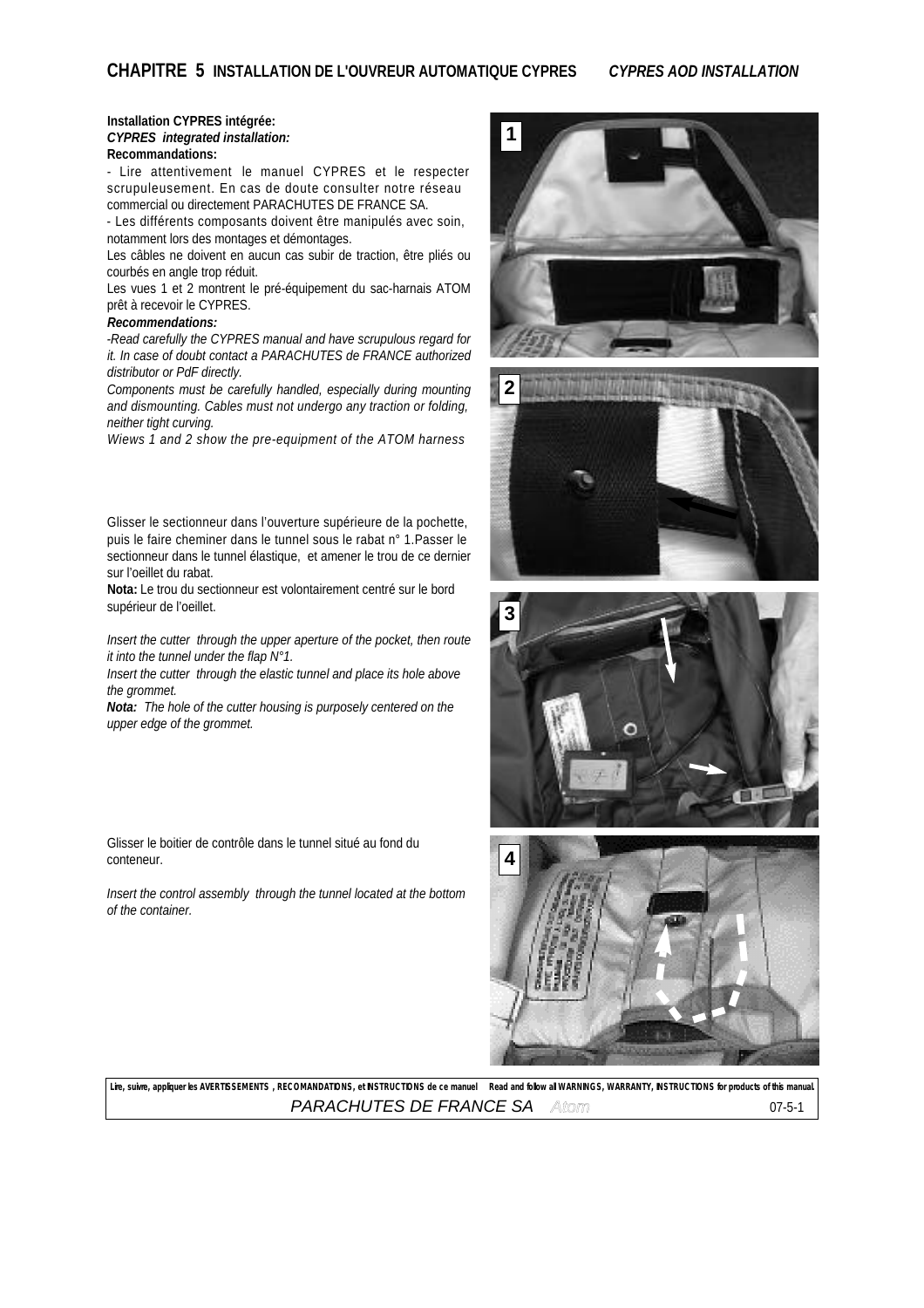# CHAPITRE 5 INSTALLATION DE L'OUVREUR AUTOMATIQUE CYPRES *CYPRES AOD INSTALLATION*

**Installation CYPRES intégrée:**
***CYPRES integrated installation:***
**Recommandations:**

- Lire attentivement le manuel CYPRES et le respecter scrupuleusement. En cas de doute consulter notre réseau commercial ou directement PARACHUTES DE FRANCE SA.
- Les différents composants doivent être manipulés avec soin, notamment lors des montages et démontages.

Les câbles ne doivent en aucun cas subir de traction, être pliés ou courbés en angle trop réduit.

Les vues 1 et 2 montrent le pré-équipement du sac-harnais ATOM prêt à recevoir le CYPRES.

***Recommendations:***

*-Read carefully the CYPRES manual and have scrupulous regard for it. In case of doubt contact a PARACHUTES de FRANCE authorized distributor or PdF directly.*

*Components must be carefully handled, especially during mounting and dismounting. Cables must not undergo any traction or folding, neither tight curving.*

*Wiews 1 and 2 show the pre-equipment of the ATOM harness*

Glisser le sectionneur dans l'ouverture supérieure de la pochette, puis le faire cheminer dans le tunnel sous le rabat n° 1.Passer le sectionneur dans le tunnel élastique, et amener le trou de ce dernier sur l'oeillet du rabat.

**Nota:** Le trou du sectionneur est volontairement centré sur le bord supérieur de l'oeillet.

*Insert the cutter through the upper aperture of the pocket, then route it into the tunnel under the flap N°1.*

*Insert the cutter through the elastic tunnel and place its hole above the grommet.*

***Nota:*** *The hole of the cutter housing is purposely centered on the upper edge of the grommet.*

Glisser le boitier de contrôle dans le tunnel situé au fond du conteneur.

*Insert the control assembly through the tunnel located at the bottom of the container.*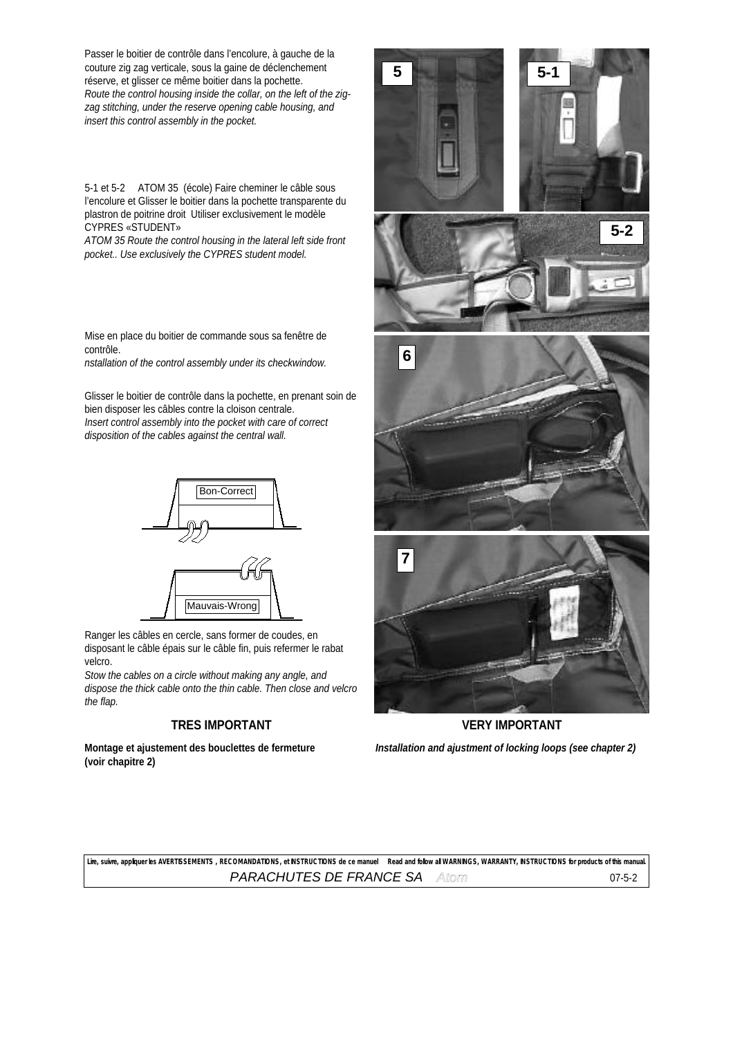Passer le boitier de contrôle dans l'encolure, à gauche de la couture zig zag verticale, sous la gaine de déclenchement réserve, et glisser ce même boitier dans la pochette.
*Route the control housing inside the collar, on the left of the zig-zag stitching, under the reserve opening cable housing, and insert this control assembly in the pocket.*

5-1 et 5-2 ATOM 35 (école) Faire cheminer le câble sous l'encolure et Glisser le boitier dans la pochette transparente du plastron de poitrine droit Utiliser exclusivement le modèle CYPRES «STUDENT»
*ATOM 35 Route the control housing in the lateral left side front pocket.. Use exclusively the CYPRES student model.*

Mise en place du boitier de commande sous sa fenêtre de contrôle.
*nstallation of the control assembly under its checkwindow.*

Glisser le boitier de contrôle dans la pochette, en prenant soin de bien disposer les câbles contre la cloison centrale.
*Insert control assembly into the pocket with care of correct disposition of the cables against the central wall.*

Bon-Correct

Mauvais-Wrong

Ranger les câbles en cercle, sans former de coudes, en disposant le câble épais sur le câble fin, puis refermer le rabat velcro.
*Stow the cables on a circle without making any angle, and dispose the thick cable onto the thin cable. Then close and velcro the flap.*

5

5-1

5-2

6

7

**TRES IMPORTANT**

**Montage et ajustement des bouclettes de fermeture (voir chapitre 2)**

**VERY IMPORTANT**

***Installation and ajustment of locking loops (see chapter 2)***